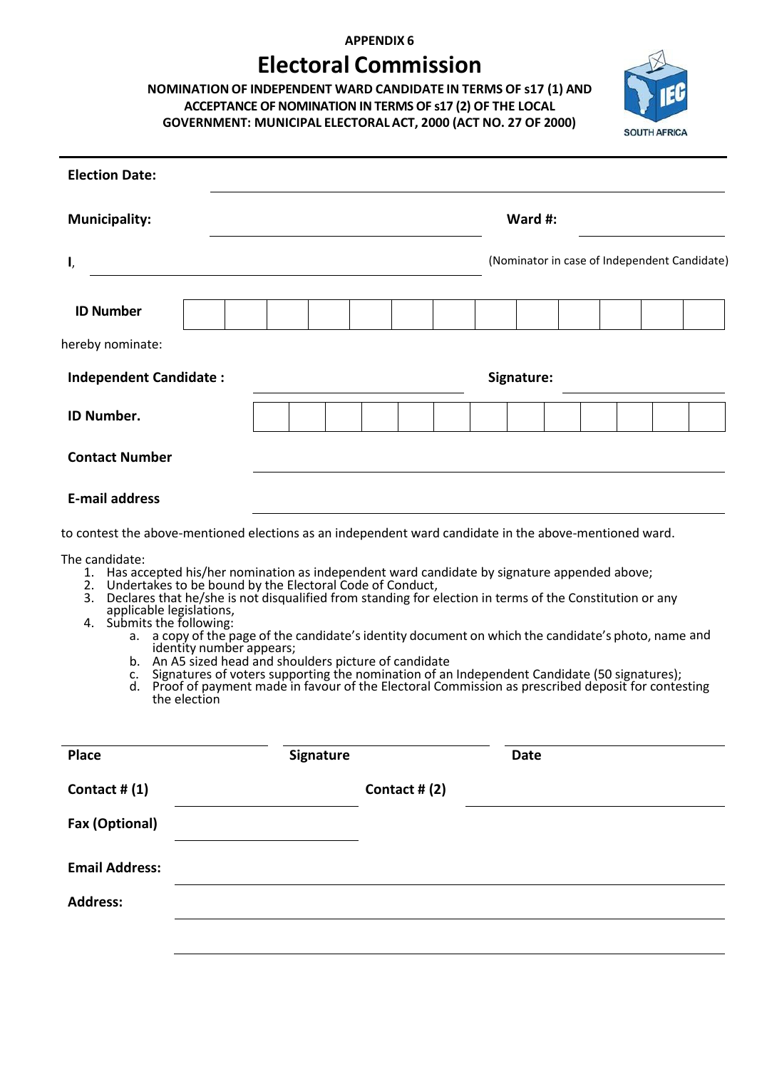**APPENDIX 6**

# Electoral Commission

**NOMINATION OF INDEPENDENT WARD CANDIDATE IN TERMS OF s17 (1) AND ACCEPTANCE OF NOMINATION IN TERMS OF s17 (2) OF THE LOCAL GOVERNMENT: MUNICIPAL ELECTORAL ACT, 2000 (ACT NO. 27 OF 2000)**

SOUTH AFRICA

---

**Election Date:** ______________________________

**Municipality:** ______________________________ **Ward #:** ______________

**I**, ______________________________ (Nominator in case of Independent Candidate)

| **ID Number** | | | | | | | | | | | | | |
|---|---|---|---|---|---|---|---|---|---|---|---|---|---|

hereby nominate:

**Independent Candidate :** ______________________________ **Signature:** ______________

| **ID Number.** | | | | | | | | | | | | | |
|---|---|---|---|---|---|---|---|---|---|---|---|---|---|

**Contact Number** ______________________________

**E-mail address** ______________________________

to contest the above-mentioned elections as an independent ward candidate in the above-mentioned ward.

The candidate:

1. Has accepted his/her nomination as independent ward candidate by signature appended above;
2. Undertakes to be bound by the Electoral Code of Conduct,
3. Declares that he/she is not disqualified from standing for election in terms of the Constitution or any applicable legislations,
4. Submits the following:
   a. a copy of the page of the candidate's identity document on which the candidate's photo, name and identity number appears;
   b. An A5 sized head and shoulders picture of candidate
   c. Signatures of voters supporting the nomination of an Independent Candidate (50 signatures);
   d. Proof of payment made in favour of the Electoral Commission as prescribed deposit for contesting the election

______________ ______________ ______________

**Place** **Signature** **Date**

**Contact # (1)** ______________ **Contact # (2)** ______________

**Fax (Optional)** ______________

**Email Address:** ______________________________

**Address:** ______________________________

______________________________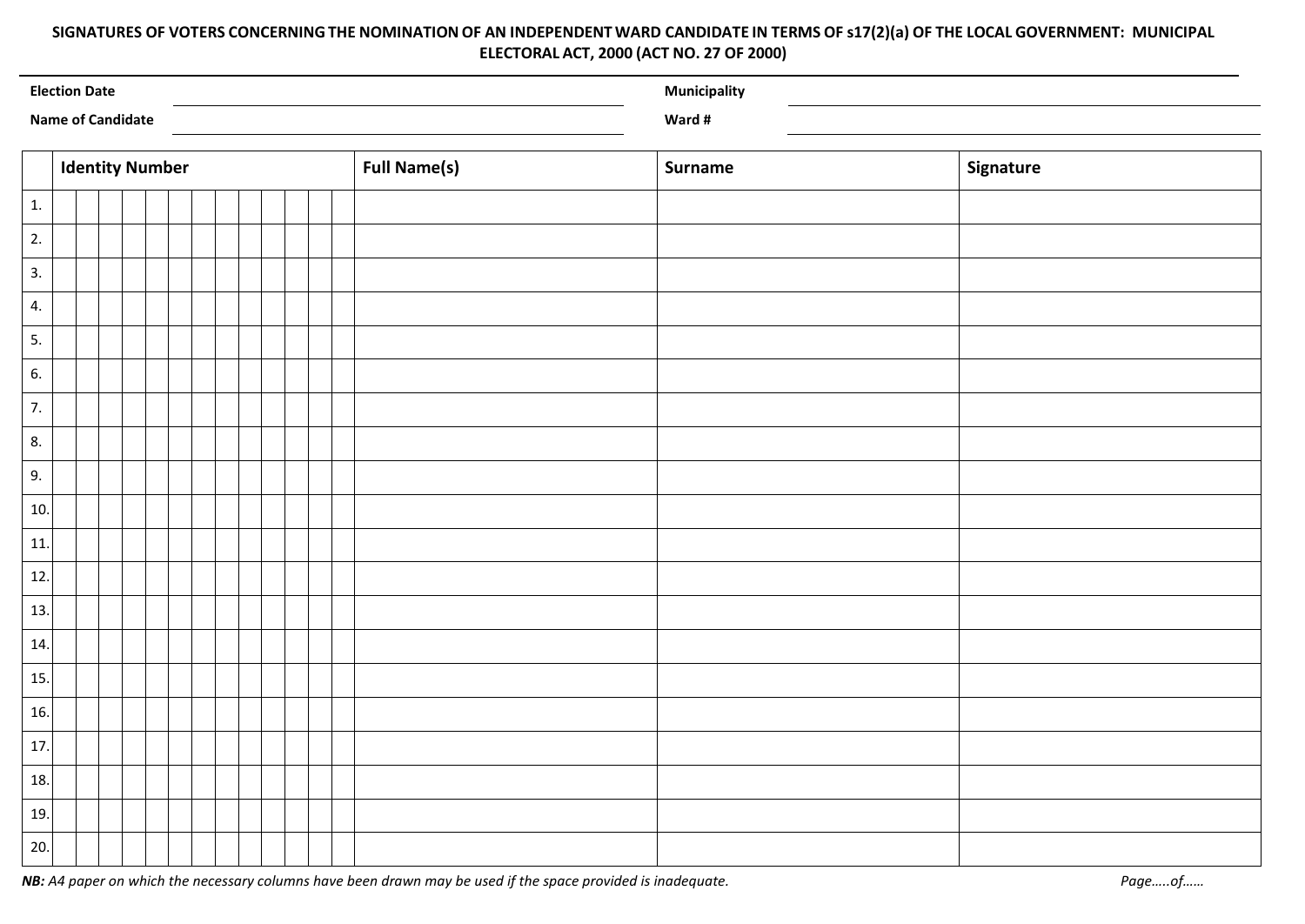**SIGNATURES OF VOTERS CONCERNING THE NOMINATION OF AN INDEPENDENT WARD CANDIDATE IN TERMS OF s17(2)(a) OF THE LOCAL GOVERNMENT: MUNICIPAL ELECTORAL ACT, 2000 (ACT NO. 27 OF 2000)**

**Election Date** ______________________________ **Municipality** ______________________________

**Name of Candidate** ______________________________ **Ward #** ______________________________

| | Identity Number | Full Name(s) | Surname | Signature |
|---|---|---|---|---|
| 1. | | | | |
| 2. | | | | |
| 3. | | | | |
| 4. | | | | |
| 5. | | | | |
| 6. | | | | |
| 7. | | | | |
| 8. | | | | |
| 9. | | | | |
| 10. | | | | |
| 11. | | | | |
| 12. | | | | |
| 13. | | | | |
| 14. | | | | |
| 15. | | | | |
| 16. | | | | |
| 17. | | | | |
| 18. | | | | |
| 19. | | | | |
| 20. | | | | |

***NB:*** *A4 paper on which the necessary columns have been drawn may be used if the space provided is inadequate.*

*Page…..of……*